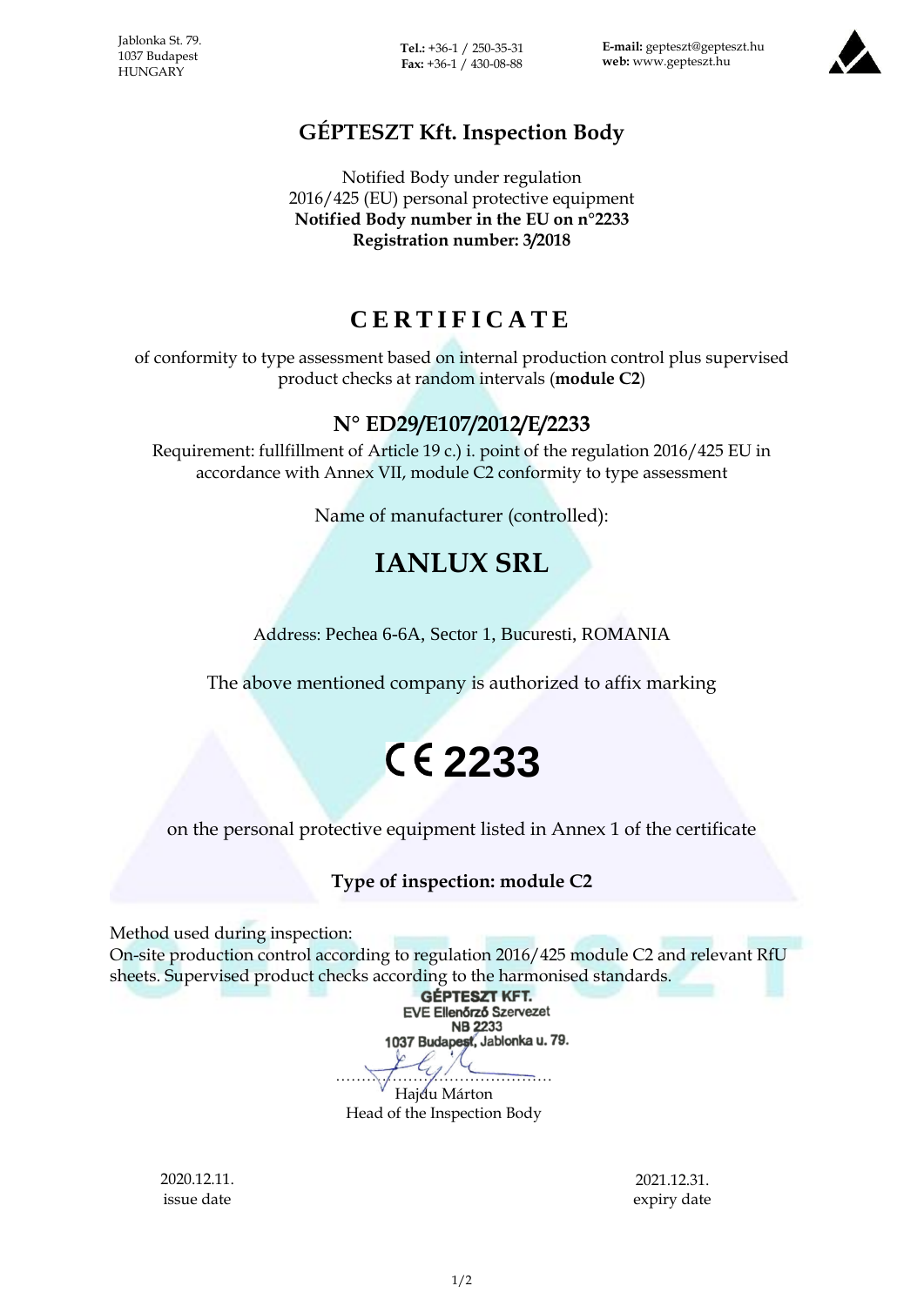Jablonka St. 79.
1037 Budapest
HUNGARY

**Tel.:** +36-1 / 250-35-31
**Fax:** +36-1 / 430-08-88

**E-mail:** gepteszt@gepteszt.hu
**web:** www.gepteszt.hu

# GÉPTESZT Kft. Inspection Body

Notified Body under regulation
2016/425 (EU) personal protective equipment
**Notified Body number in the EU on n°2233**
**Registration number: 3/2018**

# CERTIFICATE

of conformity to type assessment based on internal production control plus supervised product checks at random intervals (**module C2**)

## N° ED29/E107/2012/E/2233

Requirement: fullfillment of Article 19 c.) i. point of the regulation 2016/425 EU in accordance with Annex VII, module C2 conformity to type assessment

Name of manufacturer (controlled):

# IANLUX SRL

Address: Pechea 6-6A, Sector 1, Bucuresti, ROMANIA

The above mentioned company is authorized to affix marking

**CE 2233**

on the personal protective equipment listed in Annex 1 of the certificate

**Type of inspection: module C2**

Method used during inspection:
On-site production control according to regulation 2016/425 module C2 and relevant RfU sheets. Supervised product checks according to the harmonised standards.

GÉPTESZT KFT.
EVE Ellenőrző Szervezet
NB 2233
1037 Budapest, Jablonka u. 79.

……………………………………
Hajdu Márton
Head of the Inspection Body

2020.12.11.
issue date

2021.12.31.
expiry date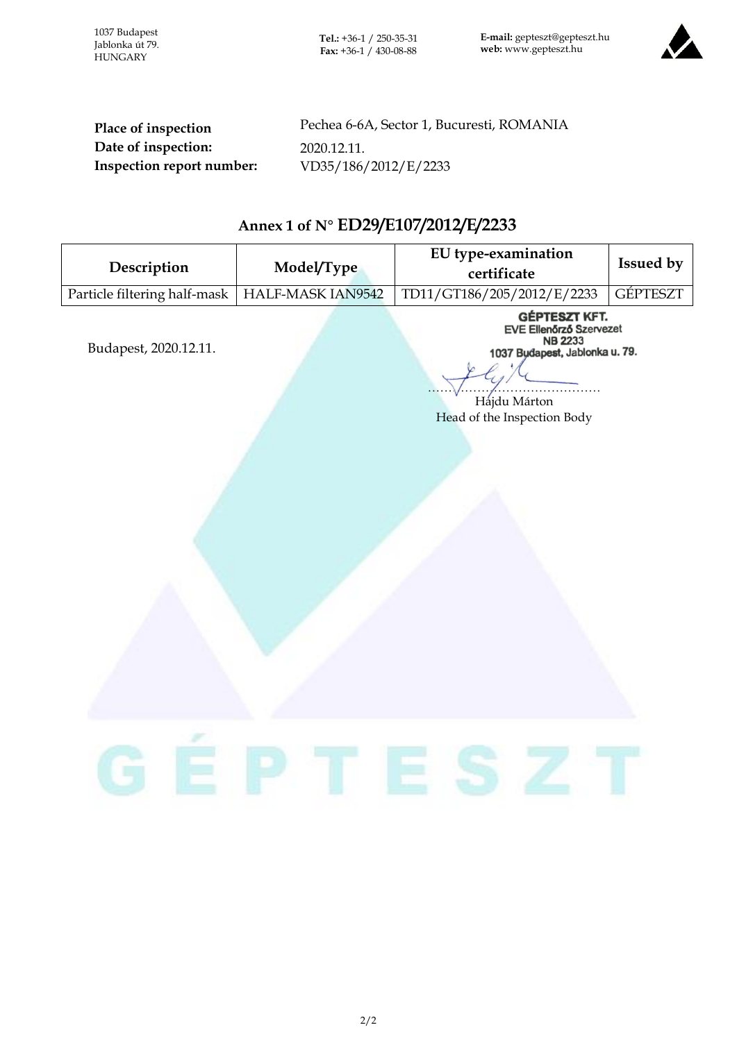1037 Budapest
Jablonka út 79.
HUNGARY

**Tel.:** +36-1 / 250-35-31
**Fax:** +36-1 / 430-08-88

**E-mail:** gepteszt@gepteszt.hu
**web:** www.gepteszt.hu

**Place of inspection** Pechea 6-6A, Sector 1, Bucuresti, ROMANIA
**Date of inspection:** 2020.12.11.
**Inspection report number:** VD35/186/2012/E/2233

## Annex 1 of N° ED29/E107/2012/E/2233

| Description | Model/Type | EU type-examination certificate | Issued by |
|---|---|---|---|
| Particle filtering half-mask | HALF-MASK IAN9542 | TD11/GT186/205/2012/E/2233 | GÉPTESZT |

Budapest, 2020.12.11.

GÉPTESZT KFT.
EVE Ellenőrző Szervezet
NB 2233
1037 Budapest, Jablonka u. 79.

………………………………………
Hajdu Márton
Head of the Inspection Body

GÉPTESZT